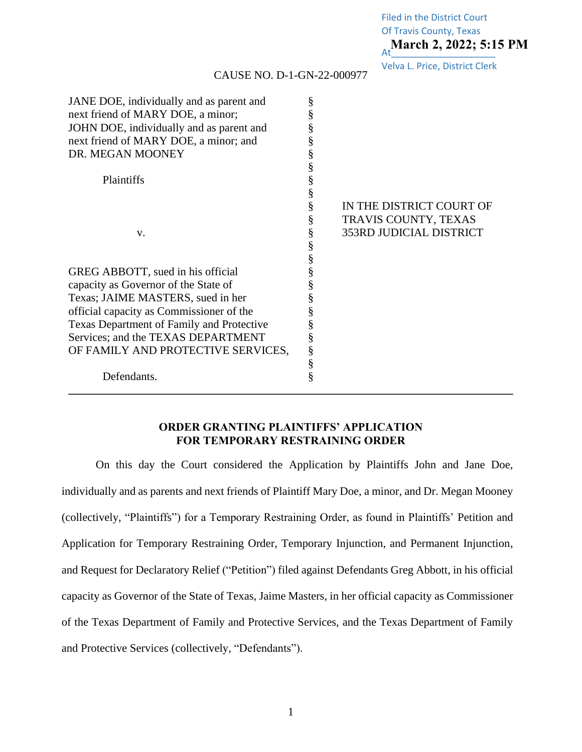Filed in the District Court
Of Travis County, Texas
At **March 2, 2022; 5:15 PM**
Velva L. Price, District Clerk

CAUSE NO. D-1-GN-22-000977

| | | |
|---|---|---|
| JANE DOE, individually and as parent and next friend of MARY DOE, a minor; JOHN DOE, individually and as parent and next friend of MARY DOE, a minor; and DR. MEGAN MOONEY | § | |
| Plaintiffs | § | IN THE DISTRICT COURT OF TRAVIS COUNTY, TEXAS 353RD JUDICIAL DISTRICT |
| v. | § | |
| GREG ABBOTT, sued in his official capacity as Governor of the State of Texas; JAIME MASTERS, sued in her official capacity as Commissioner of the Texas Department of Family and Protective Services; and the TEXAS DEPARTMENT OF FAMILY AND PROTECTIVE SERVICES, | § | |
| Defendants. | § | |

## ORDER GRANTING PLAINTIFFS' APPLICATION FOR TEMPORARY RESTRAINING ORDER

On this day the Court considered the Application by Plaintiffs John and Jane Doe, individually and as parents and next friends of Plaintiff Mary Doe, a minor, and Dr. Megan Mooney (collectively, "Plaintiffs") for a Temporary Restraining Order, as found in Plaintiffs' Petition and Application for Temporary Restraining Order, Temporary Injunction, and Permanent Injunction, and Request for Declaratory Relief ("Petition") filed against Defendants Greg Abbott, in his official capacity as Governor of the State of Texas, Jaime Masters, in her official capacity as Commissioner of the Texas Department of Family and Protective Services, and the Texas Department of Family and Protective Services (collectively, "Defendants").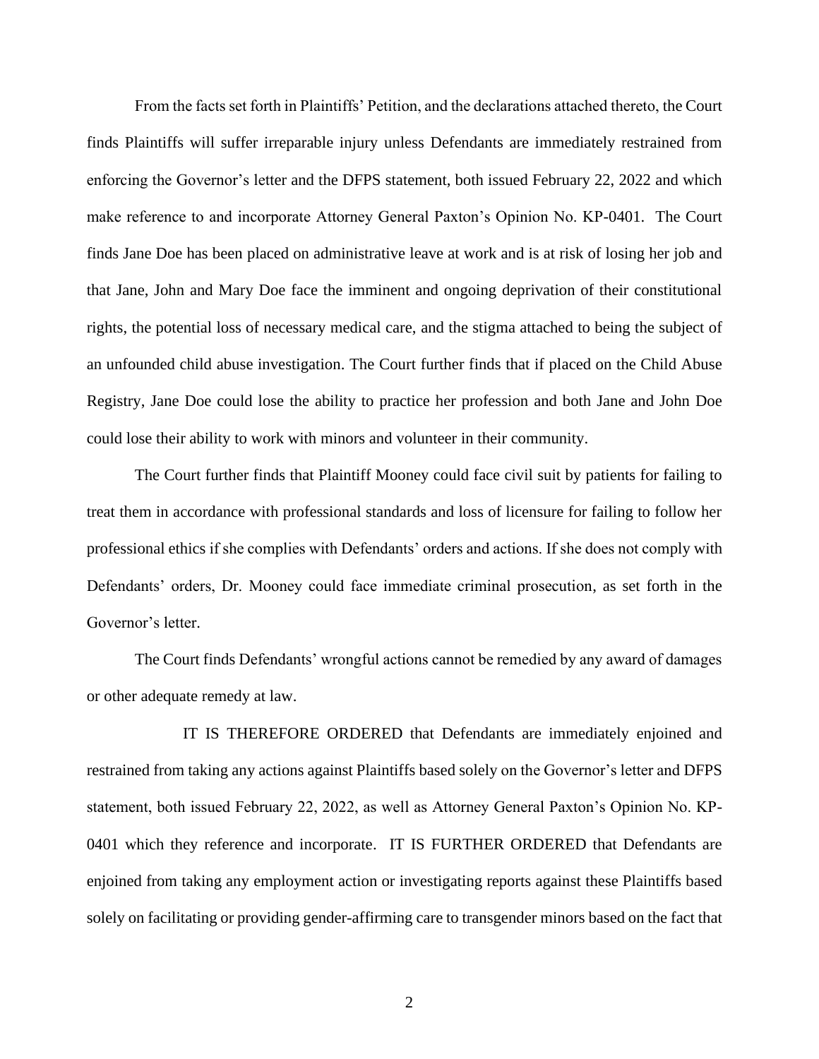From the facts set forth in Plaintiffs' Petition, and the declarations attached thereto, the Court finds Plaintiffs will suffer irreparable injury unless Defendants are immediately restrained from enforcing the Governor's letter and the DFPS statement, both issued February 22, 2022 and which make reference to and incorporate Attorney General Paxton's Opinion No. KP-0401. The Court finds Jane Doe has been placed on administrative leave at work and is at risk of losing her job and that Jane, John and Mary Doe face the imminent and ongoing deprivation of their constitutional rights, the potential loss of necessary medical care, and the stigma attached to being the subject of an unfounded child abuse investigation. The Court further finds that if placed on the Child Abuse Registry, Jane Doe could lose the ability to practice her profession and both Jane and John Doe could lose their ability to work with minors and volunteer in their community.

The Court further finds that Plaintiff Mooney could face civil suit by patients for failing to treat them in accordance with professional standards and loss of licensure for failing to follow her professional ethics if she complies with Defendants' orders and actions. If she does not comply with Defendants' orders, Dr. Mooney could face immediate criminal prosecution, as set forth in the Governor's letter.

The Court finds Defendants' wrongful actions cannot be remedied by any award of damages or other adequate remedy at law.

IT IS THEREFORE ORDERED that Defendants are immediately enjoined and restrained from taking any actions against Plaintiffs based solely on the Governor's letter and DFPS statement, both issued February 22, 2022, as well as Attorney General Paxton's Opinion No. KP-0401 which they reference and incorporate. IT IS FURTHER ORDERED that Defendants are enjoined from taking any employment action or investigating reports against these Plaintiffs based solely on facilitating or providing gender-affirming care to transgender minors based on the fact that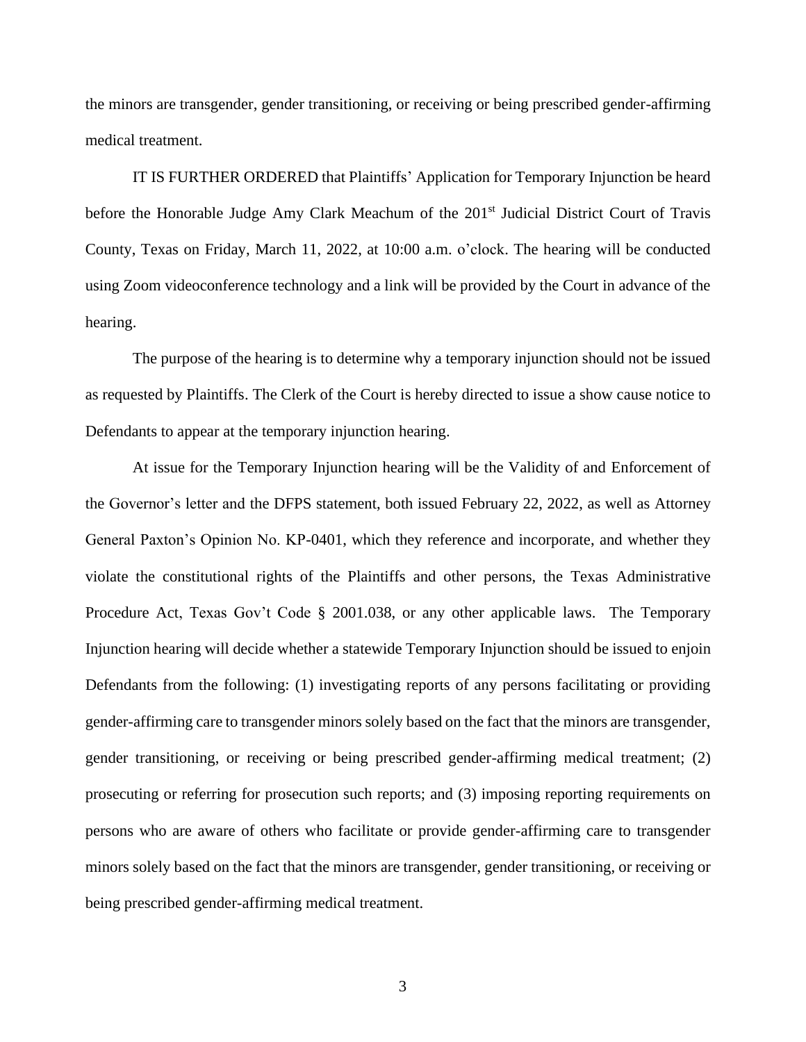the minors are transgender, gender transitioning, or receiving or being prescribed gender-affirming medical treatment.

IT IS FURTHER ORDERED that Plaintiffs' Application for Temporary Injunction be heard before the Honorable Judge Amy Clark Meachum of the 201st Judicial District Court of Travis County, Texas on Friday, March 11, 2022, at 10:00 a.m. o'clock. The hearing will be conducted using Zoom videoconference technology and a link will be provided by the Court in advance of the hearing.

The purpose of the hearing is to determine why a temporary injunction should not be issued as requested by Plaintiffs. The Clerk of the Court is hereby directed to issue a show cause notice to Defendants to appear at the temporary injunction hearing.

At issue for the Temporary Injunction hearing will be the Validity of and Enforcement of the Governor's letter and the DFPS statement, both issued February 22, 2022, as well as Attorney General Paxton's Opinion No. KP-0401, which they reference and incorporate, and whether they violate the constitutional rights of the Plaintiffs and other persons, the Texas Administrative Procedure Act, Texas Gov't Code § 2001.038, or any other applicable laws. The Temporary Injunction hearing will decide whether a statewide Temporary Injunction should be issued to enjoin Defendants from the following: (1) investigating reports of any persons facilitating or providing gender-affirming care to transgender minors solely based on the fact that the minors are transgender, gender transitioning, or receiving or being prescribed gender-affirming medical treatment; (2) prosecuting or referring for prosecution such reports; and (3) imposing reporting requirements on persons who are aware of others who facilitate or provide gender-affirming care to transgender minors solely based on the fact that the minors are transgender, gender transitioning, or receiving or being prescribed gender-affirming medical treatment.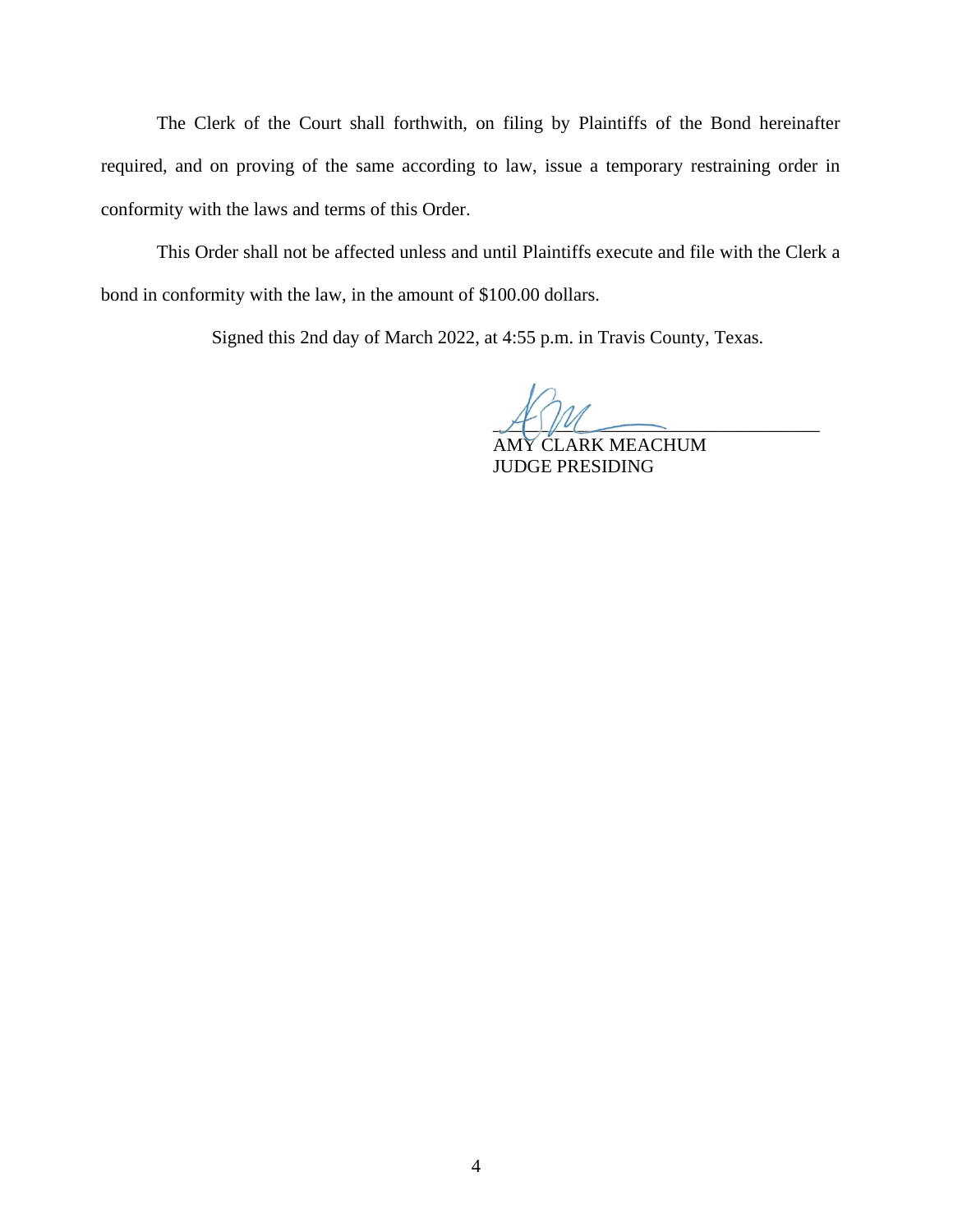The Clerk of the Court shall forthwith, on filing by Plaintiffs of the Bond hereinafter required, and on proving of the same according to law, issue a temporary restraining order in conformity with the laws and terms of this Order.

This Order shall not be affected unless and until Plaintiffs execute and file with the Clerk a bond in conformity with the law, in the amount of $100.00 dollars.

Signed this 2nd day of March 2022, at 4:55 p.m. in Travis County, Texas.

\_\_\_\_\_\_\_\_\_\_\_\_\_\_\_\_\_\_\_\_\_\_\_\_\_\_\_\_\_\_\_\_\_\_\_\_\_\_\_\_

AMY CLARK MEACHUM
JUDGE PRESIDING